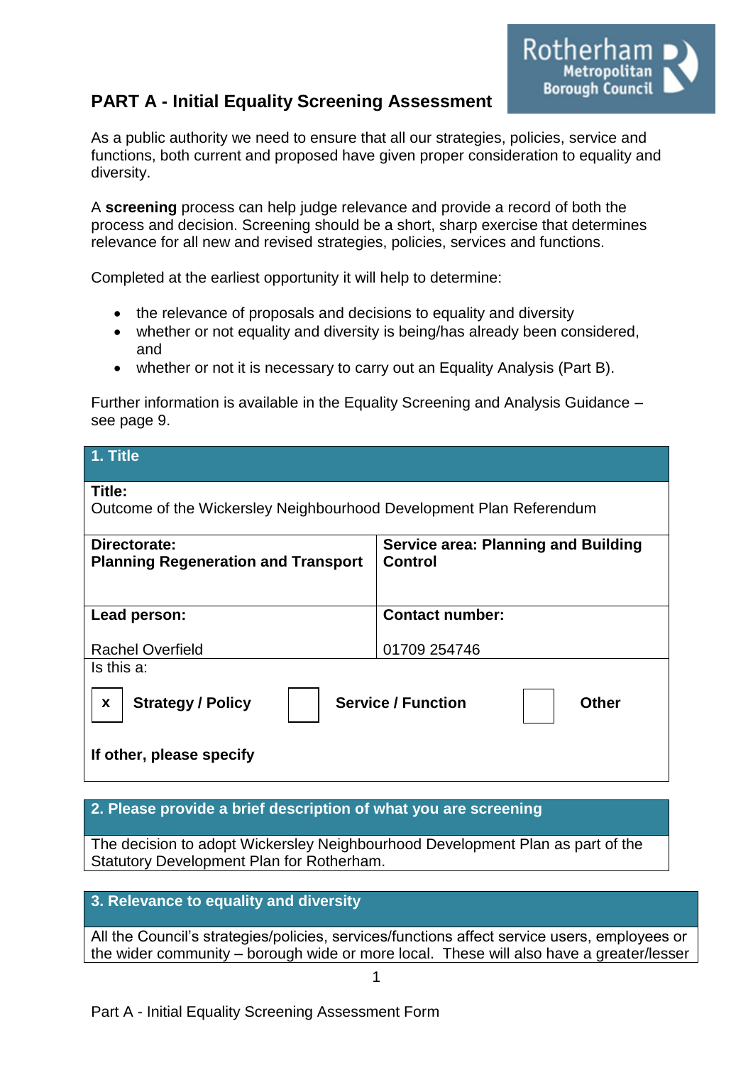## PART A - Initial Equality Screening Assessment

As a public authority we need to ensure that all our strategies, policies, service and functions, both current and proposed have given proper consideration to equality and diversity.

A **screening** process can help judge relevance and provide a record of both the process and decision. Screening should be a short, sharp exercise that determines relevance for all new and revised strategies, policies, services and functions.

Completed at the earliest opportunity it will help to determine:

- the relevance of proposals and decisions to equality and diversity
- whether or not equality and diversity is being/has already been considered, and
- whether or not it is necessary to carry out an Equality Analysis (Part B).

Further information is available in the Equality Screening and Analysis Guidance – see page 9.

| **1. Title** | |
|---|---|
| **Title:**<br>Outcome of the Wickersley Neighbourhood Development Plan Referendum | |
| **Directorate:**<br>**Planning Regeneration and Transport** | **Service area: Planning and Building Control** |
| **Lead person:**<br>Rachel Overfield | **Contact number:**<br>01709 254746 |
| Is this a:<br>[x] **Strategy / Policy** [ ] **Service / Function** [ ] **Other**<br>**If other, please specify** | |

| **2. Please provide a brief description of what you are screening** |
|---|
| The decision to adopt Wickersley Neighbourhood Development Plan as part of the Statutory Development Plan for Rotherham. |

| **3. Relevance to equality and diversity** |
|---|
| All the Council's strategies/policies, services/functions affect service users, employees or the wider community – borough wide or more local. These will also have a greater/lesser |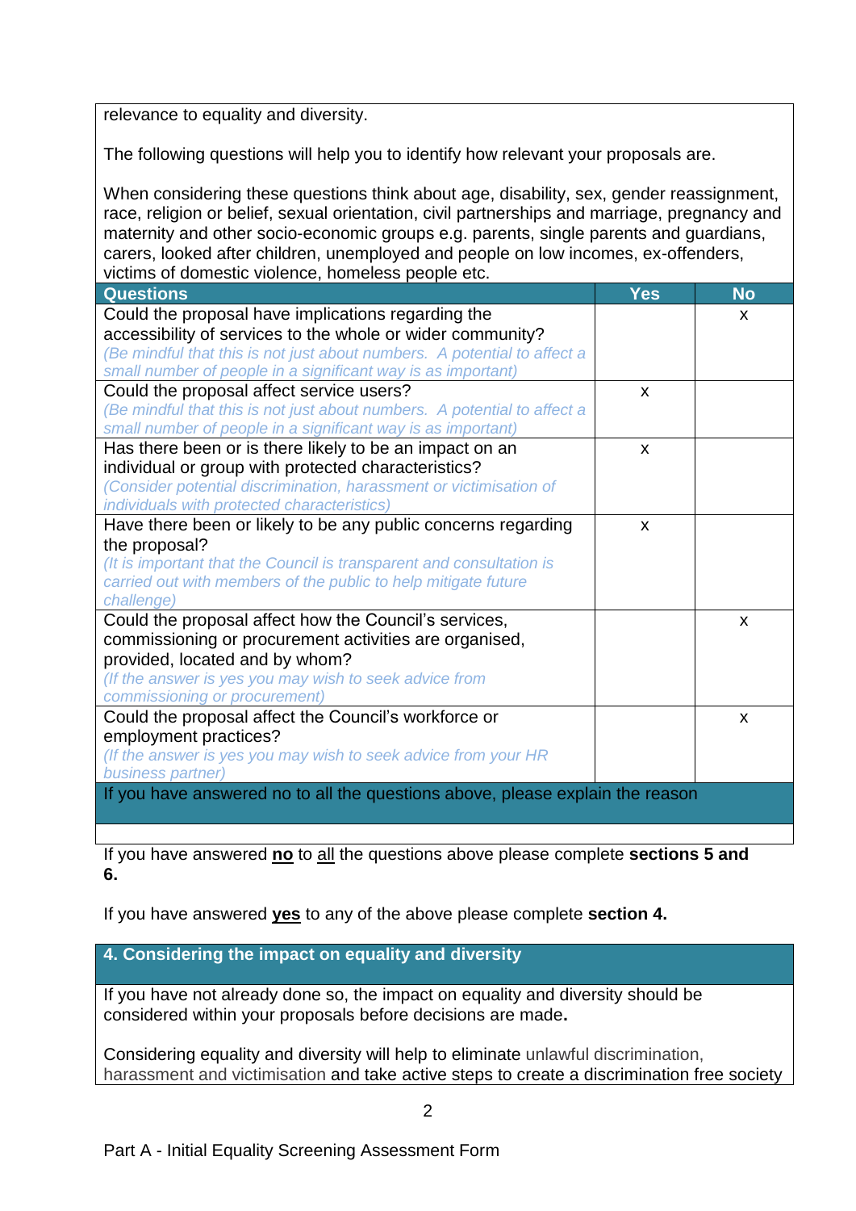relevance to equality and diversity.

The following questions will help you to identify how relevant your proposals are.

When considering these questions think about age, disability, sex, gender reassignment, race, religion or belief, sexual orientation, civil partnerships and marriage, pregnancy and maternity and other socio-economic groups e.g. parents, single parents and guardians, carers, looked after children, unemployed and people on low incomes, ex-offenders, victims of domestic violence, homeless people etc.

| Questions | Yes | No |
|---|---|---|
| Could the proposal have implications regarding the accessibility of services to the whole or wider community? *(Be mindful that this is not just about numbers. A potential to affect a small number of people in a significant way is as important)* | | x |
| Could the proposal affect service users? *(Be mindful that this is not just about numbers. A potential to affect a small number of people in a significant way is as important)* | x | |
| Has there been or is there likely to be an impact on an individual or group with protected characteristics? *(Consider potential discrimination, harassment or victimisation of individuals with protected characteristics)* | x | |
| Have there been or likely to be any public concerns regarding the proposal? *(It is important that the Council is transparent and consultation is carried out with members of the public to help mitigate future challenge)* | x | |
| Could the proposal affect how the Council's services, commissioning or procurement activities are organised, provided, located and by whom? *(If the answer is yes you may wish to seek advice from commissioning or procurement)* | | x |
| Could the proposal affect the Council's workforce or employment practices? *(If the answer is yes you may wish to seek advice from your HR business partner)* | | x |
| If you have answered no to all the questions above, please explain the reason | | |
| | | |

If you have answered **no** to all the questions above please complete **sections 5 and 6.**

If you have answered **yes** to any of the above please complete **section 4.**

## 4. Considering the impact on equality and diversity

If you have not already done so, the impact on equality and diversity should be considered within your proposals before decisions are made**.**

Considering equality and diversity will help to eliminate unlawful discrimination, harassment and victimisation and take active steps to create a discrimination free society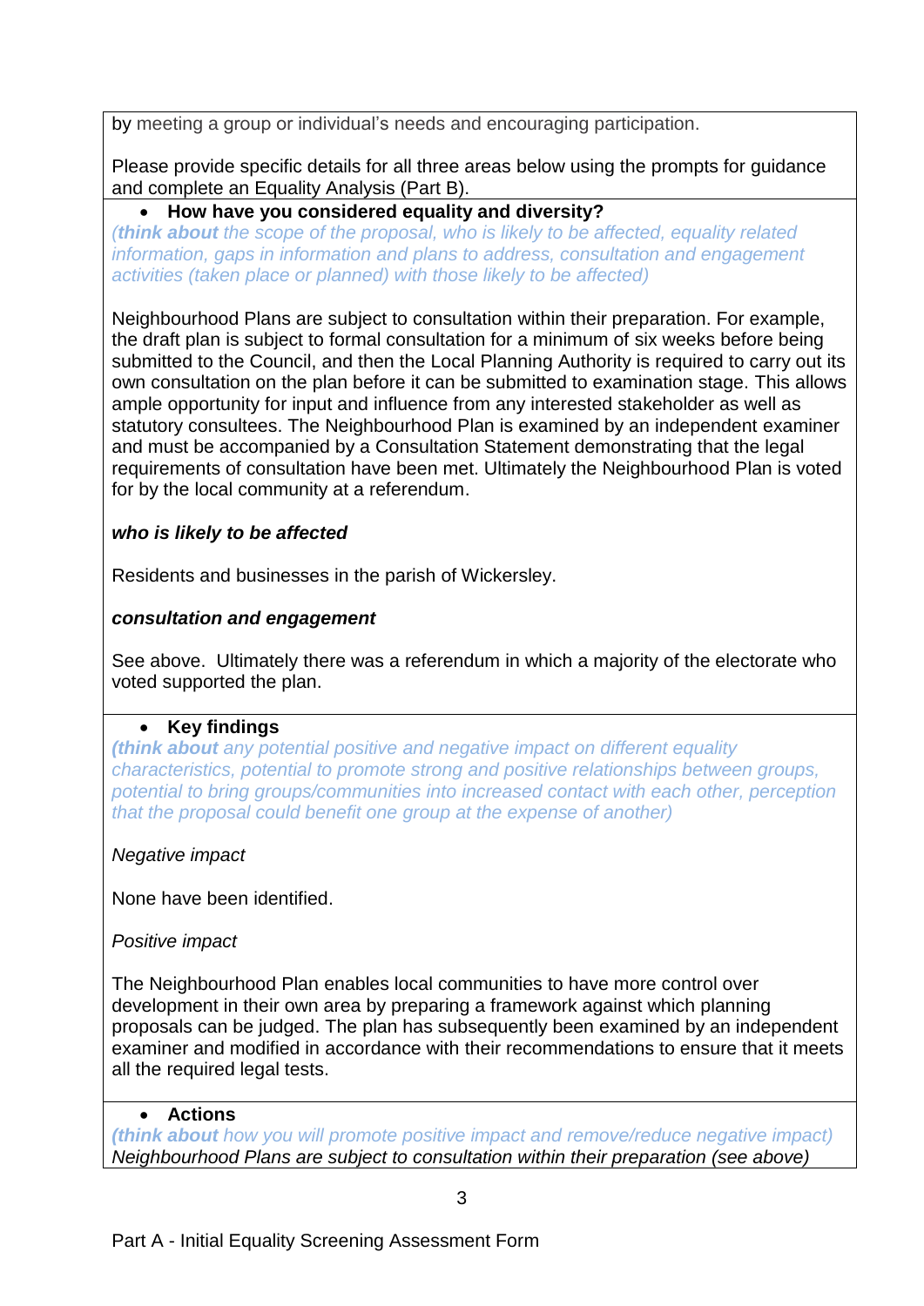by meeting a group or individual's needs and encouraging participation.

Please provide specific details for all three areas below using the prompts for guidance and complete an Equality Analysis (Part B).

- **How have you considered equality and diversity?**

*(**think about** the scope of the proposal, who is likely to be affected, equality related information, gaps in information and plans to address, consultation and engagement activities (taken place or planned) with those likely to be affected)*

Neighbourhood Plans are subject to consultation within their preparation. For example, the draft plan is subject to formal consultation for a minimum of six weeks before being submitted to the Council, and then the Local Planning Authority is required to carry out its own consultation on the plan before it can be submitted to examination stage. This allows ample opportunity for input and influence from any interested stakeholder as well as statutory consultees. The Neighbourhood Plan is examined by an independent examiner and must be accompanied by a Consultation Statement demonstrating that the legal requirements of consultation have been met. Ultimately the Neighbourhood Plan is voted for by the local community at a referendum.

***who is likely to be affected***

Residents and businesses in the parish of Wickersley.

***consultation and engagement***

See above. Ultimately there was a referendum in which a majority of the electorate who voted supported the plan.

- **Key findings**

*(**think about** any potential positive and negative impact on different equality characteristics, potential to promote strong and positive relationships between groups, potential to bring groups/communities into increased contact with each other, perception that the proposal could benefit one group at the expense of another)*

*Negative impact*

None have been identified.

*Positive impact*

The Neighbourhood Plan enables local communities to have more control over development in their own area by preparing a framework against which planning proposals can be judged. The plan has subsequently been examined by an independent examiner and modified in accordance with their recommendations to ensure that it meets all the required legal tests.

- **Actions**

*(**think about** how you will promote positive impact and remove/reduce negative impact)*
*Neighbourhood Plans are subject to consultation within their preparation (see above)*

Part A - Initial Equality Screening Assessment Form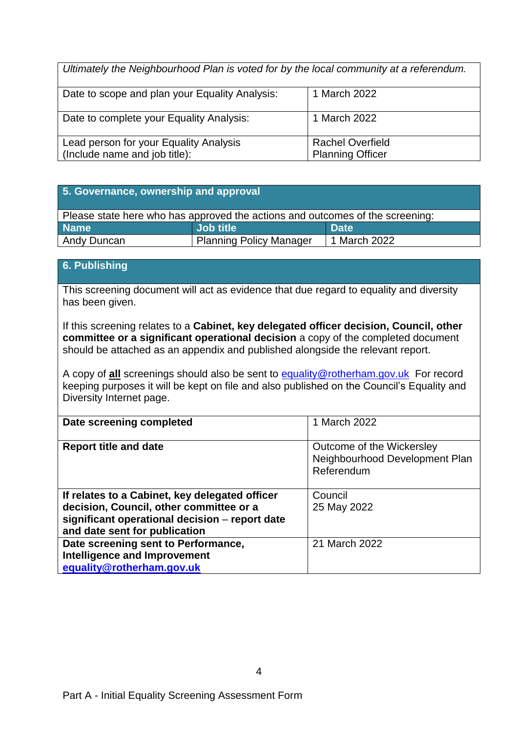| | |
|---|---|
| *Ultimately the Neighbourhood Plan is voted for by the local community at a referendum.* | |
| Date to scope and plan your Equality Analysis: | 1 March 2022 |
| Date to complete your Equality Analysis: | 1 March 2022 |
| Lead person for your Equality Analysis (Include name and job title): | Rachel Overfield Planning Officer |

## 5. Governance, ownership and approval

Please state here who has approved the actions and outcomes of the screening:

| Name | Job title | Date |
|---|---|---|
| Andy Duncan | Planning Policy Manager | 1 March 2022 |

## 6. Publishing

This screening document will act as evidence that due regard to equality and diversity has been given.

If this screening relates to a **Cabinet, key delegated officer decision, Council, other committee or a significant operational decision** a copy of the completed document should be attached as an appendix and published alongside the relevant report.

A copy of **all** screenings should also be sent to equality@rotherham.gov.uk For record keeping purposes it will be kept on file and also published on the Council's Equality and Diversity Internet page.

| | |
|---|---|
| **Date screening completed** | 1 March 2022 |
| **Report title and date** | Outcome of the Wickersley Neighbourhood Development Plan Referendum |
| **If relates to a Cabinet, key delegated officer decision, Council, other committee or a significant operational decision – report date and date sent for publication** | Council 25 May 2022 |
| **Date screening sent to Performance, Intelligence and Improvement equality@rotherham.gov.uk** | 21 March 2022 |

Part A - Initial Equality Screening Assessment Form